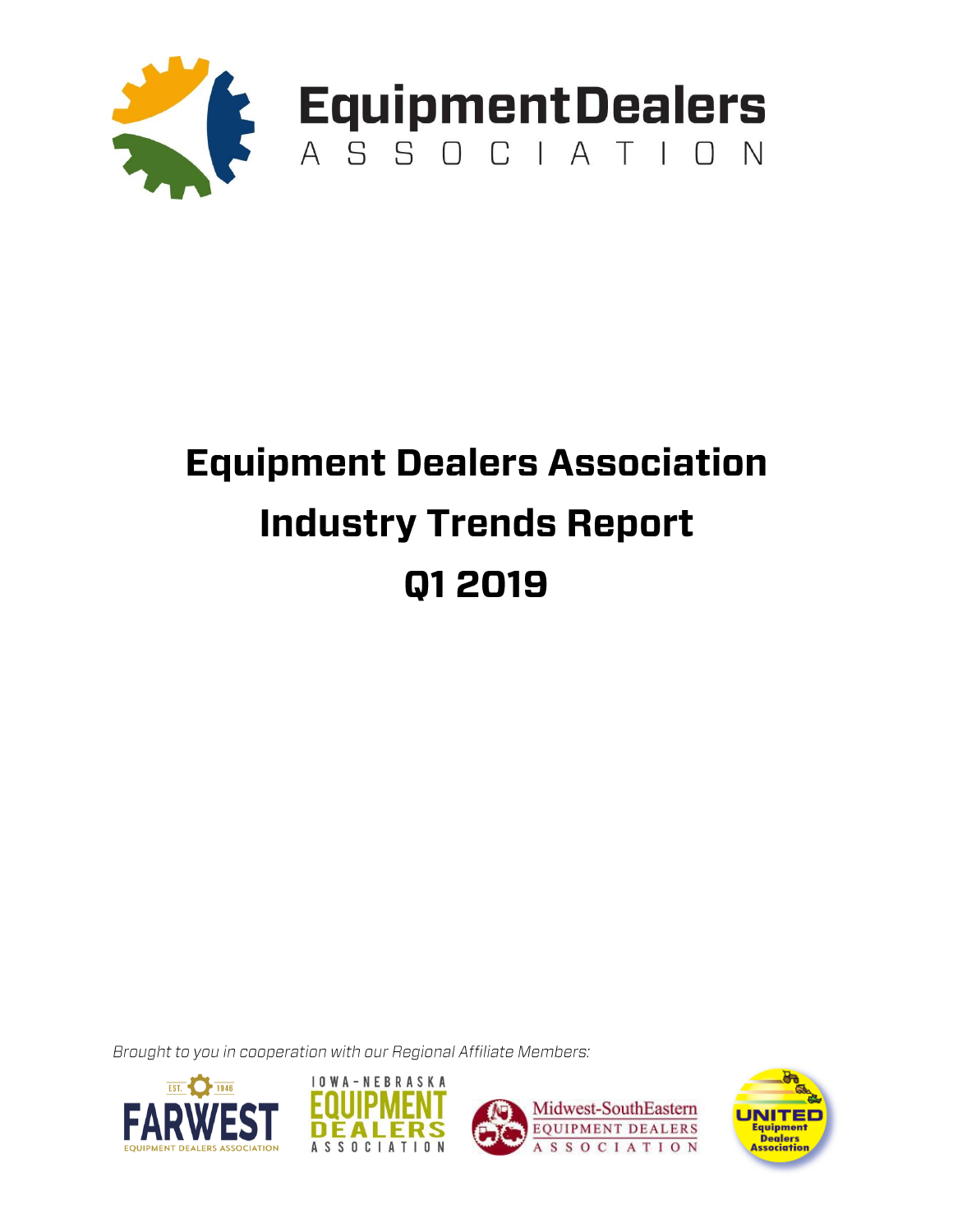# Equipment Dealers Association Industry Trends Report Q1 2019

*Brought to you in cooperation with our Regional Affiliate Members:*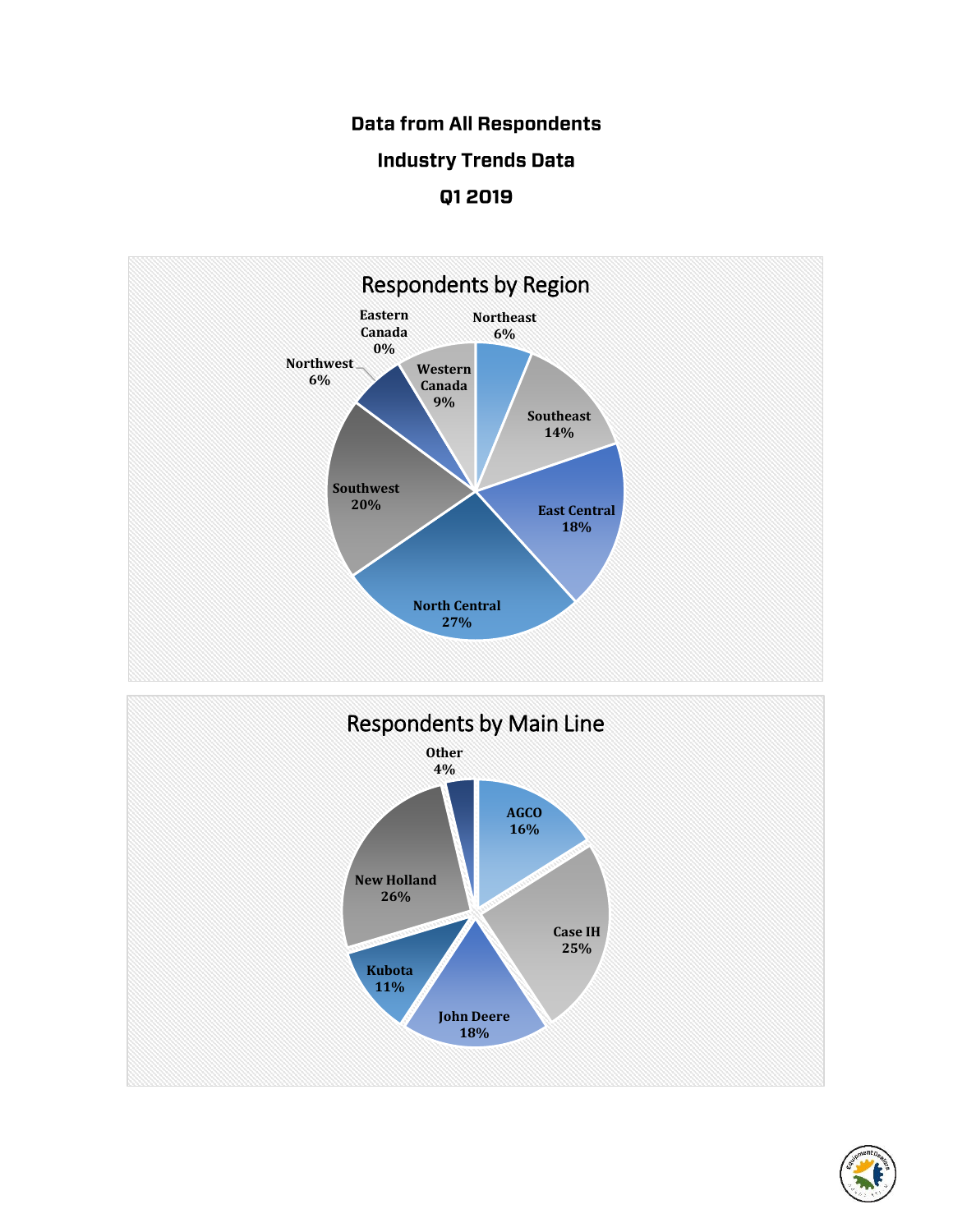# Data from All Respondents

## Industry Trends Data

## Q1 2019

### Respondents by Region

| Region | Percentage |
| --- | --- |
| Northeast | 6% |
| Southeast | 14% |
| East Central | 18% |
| North Central | 27% |
| Southwest | 20% |
| Northwest | 6% |
| Western Canada | 9% |
| Eastern Canada | 0% |

### Respondents by Main Line

| Main Line | Percentage |
| --- | --- |
| AGCO | 16% |
| Case IH | 25% |
| John Deere | 18% |
| Kubota | 11% |
| New Holland | 26% |
| Other | 4% |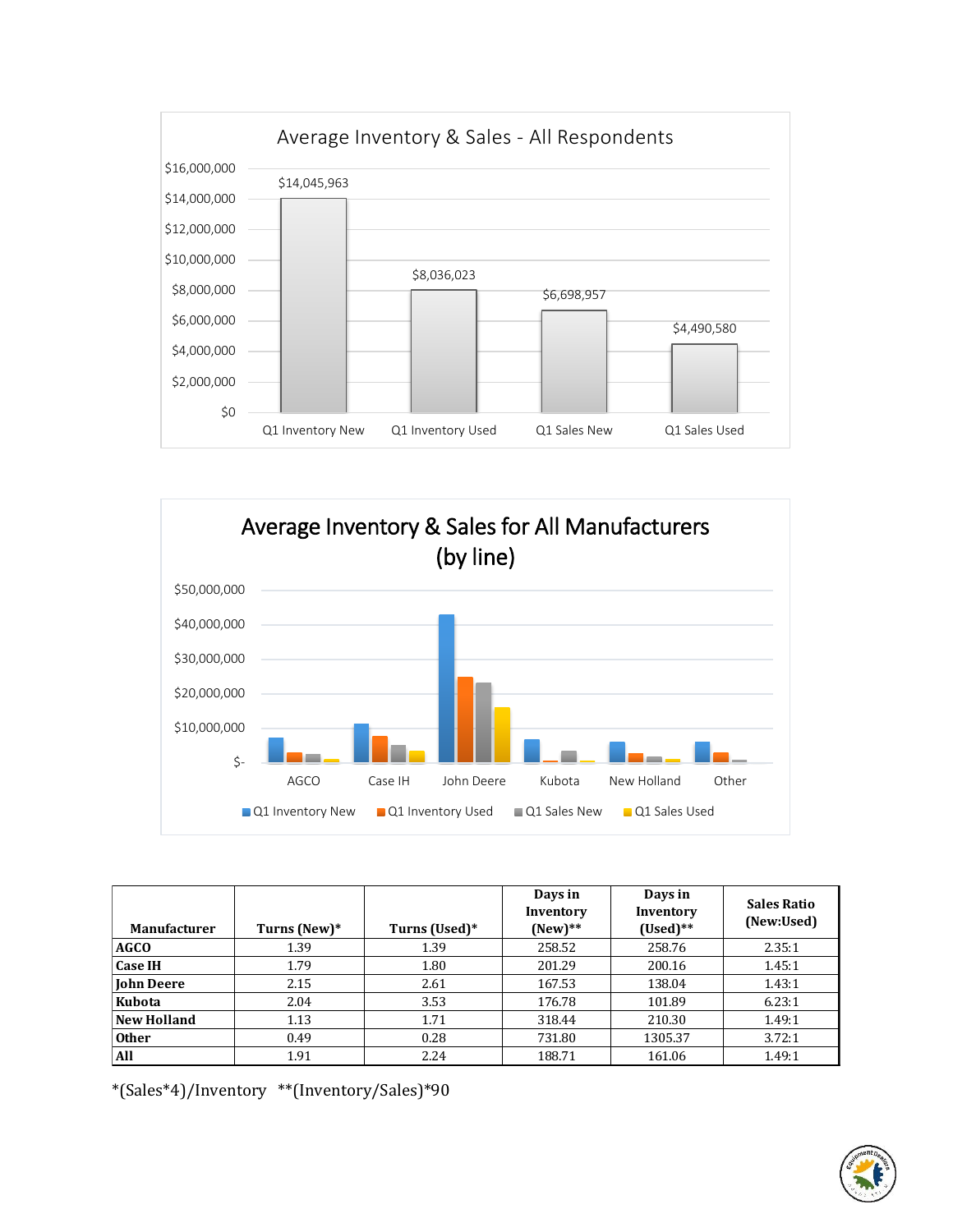## Average Inventory & Sales - All Respondents

| | Q1 Inventory New | Q1 Inventory Used | Q1 Sales New | Q1 Sales Used |
|---|---|---|---|---|
| All Respondents | $14,045,963 | $8,036,023 | $6,698,957 | $4,490,580 |

## Average Inventory & Sales for All Manufacturers (by line)

Series: Q1 Inventory New, Q1 Inventory Used, Q1 Sales New, Q1 Sales Used

Manufacturers: AGCO, Case IH, John Deere, Kubota, New Holland, Other

| Manufacturer | Turns (New)* | Turns (Used)* | Days in Inventory (New)** | Days in Inventory (Used)** | Sales Ratio (New:Used) |
|---|---|---|---|---|---|
| **AGCO** | 1.39 | 1.39 | 258.52 | 258.76 | 2.35:1 |
| **Case IH** | 1.79 | 1.80 | 201.29 | 200.16 | 1.45:1 |
| **John Deere** | 2.15 | 2.61 | 167.53 | 138.04 | 1.43:1 |
| **Kubota** | 2.04 | 3.53 | 176.78 | 101.89 | 6.23:1 |
| **New Holland** | 1.13 | 1.71 | 318.44 | 210.30 | 1.49:1 |
| **Other** | 0.49 | 0.28 | 731.80 | 1305.37 | 3.72:1 |
| **All** | 1.91 | 2.24 | 188.71 | 161.06 | 1.49:1 |

*(Sales*4)/Inventory **(Inventory/Sales)*90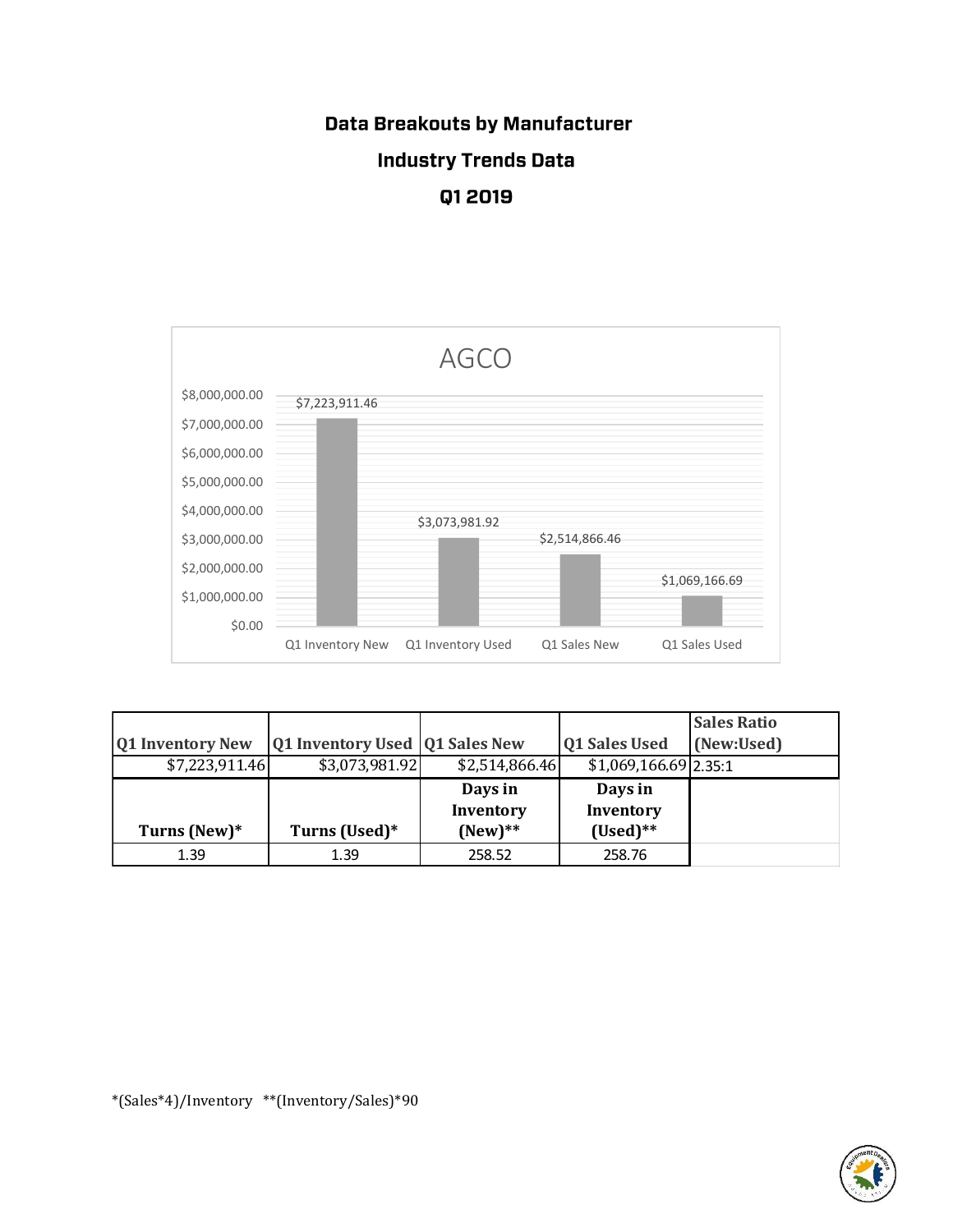# Data Breakouts by Manufacturer

## Industry Trends Data

## Q1 2019

AGCO

| Q1 Inventory New | Q1 Inventory Used | Q1 Sales New | Q1 Sales Used | Sales Ratio (New:Used) |
|---|---|---|---|---|
| $7,223,911.46 | $3,073,981.92 | $2,514,866.46 | $1,069,166.69 | 2.35:1 |
| **Turns (New)*** | **Turns (Used)*** | **Days in Inventory (New)**** | **Days in Inventory (Used)**** | |
| 1.39 | 1.39 | 258.52 | 258.76 | |

*(Sales*4)/Inventory   **(Inventory/Sales)*90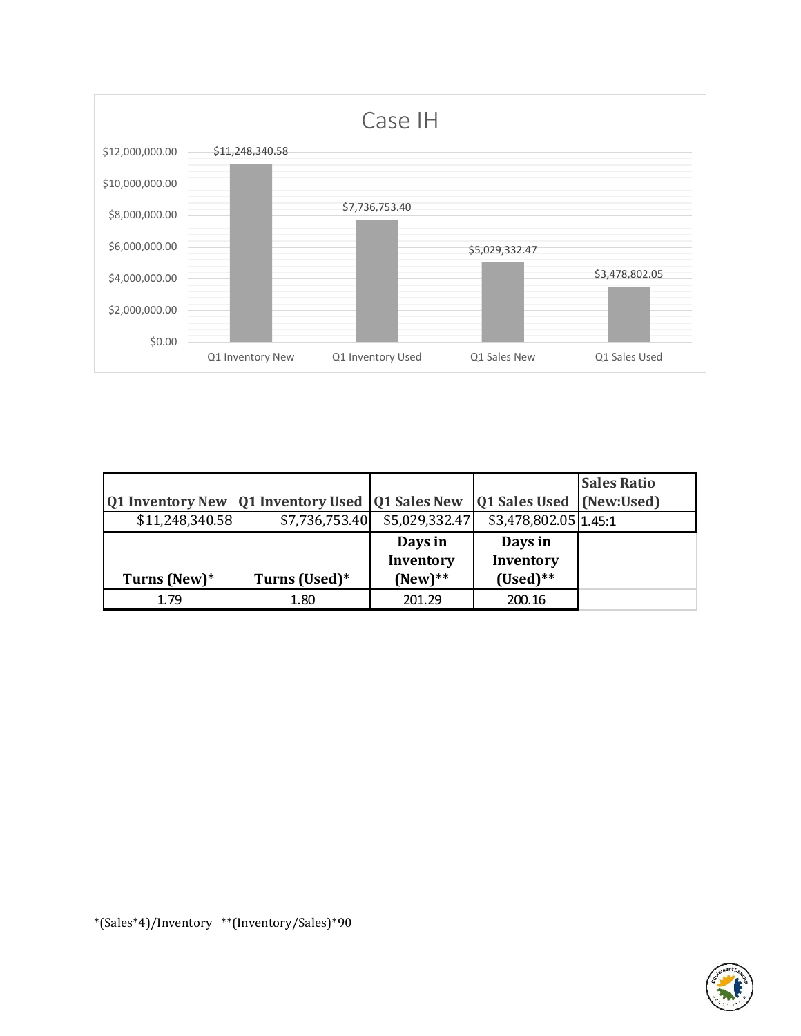## Case IH

| Q1 Inventory New | Q1 Inventory Used | Q1 Sales New | Q1 Sales Used | Sales Ratio (New:Used) |
|---|---|---|---|---|
| $11,248,340.58 | $7,736,753.40 | $5,029,332.47 | $3,478,802.05 | 1.45:1 |
| **Turns (New)*** | **Turns (Used)*** | **Days in Inventory (New)**** | **Days in Inventory (Used)**** | |
| 1.79 | 1.80 | 201.29 | 200.16 | |

*(Sales*4)/Inventory   **(Inventory/Sales)*90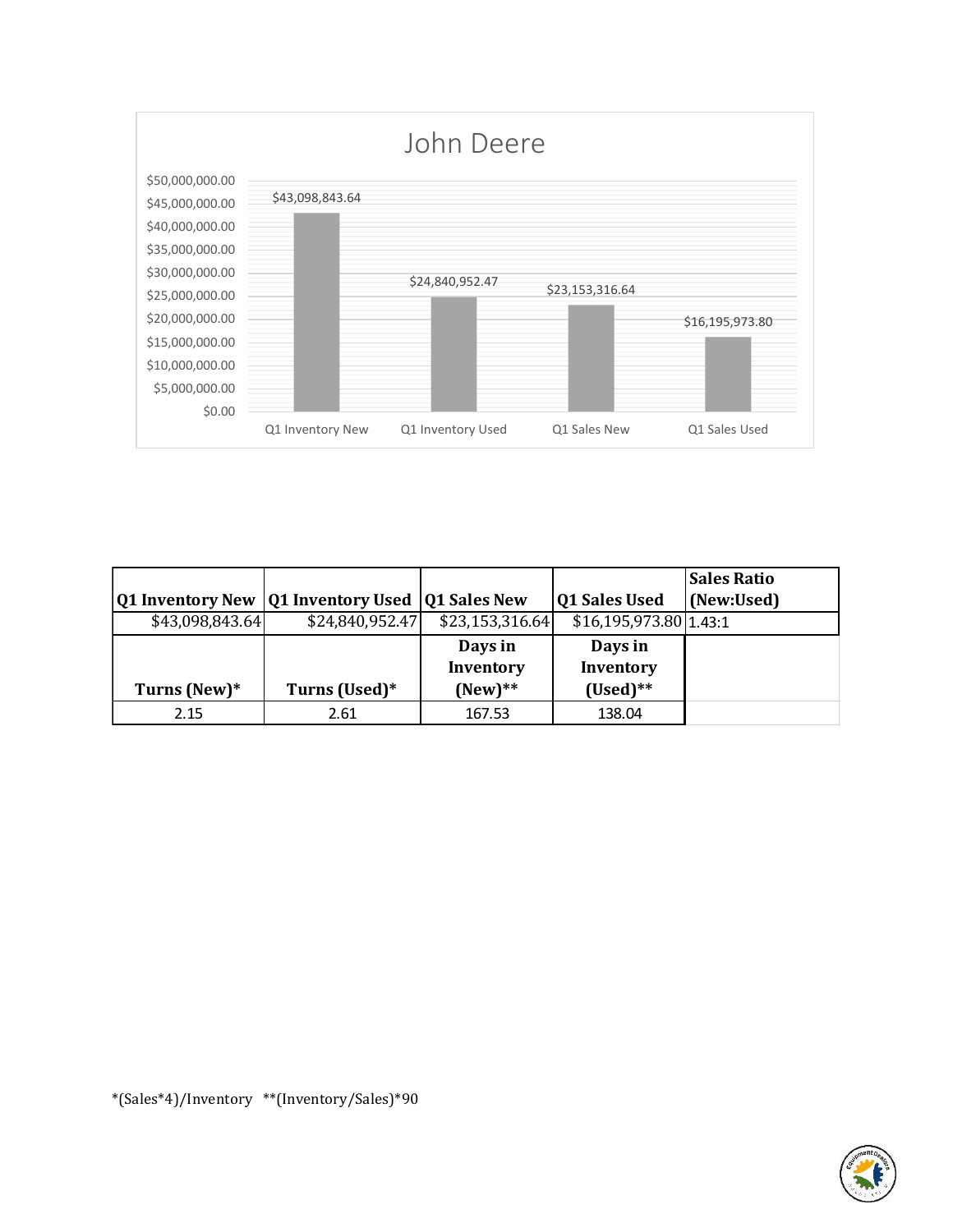## John Deere

| | Q1 Inventory New | Q1 Inventory Used | Q1 Sales New | Q1 Sales Used |
|---|---|---|---|---|
| Value | $43,098,843.64 | $24,840,952.47 | $23,153,316.64 | $16,195,973.80 |

| Q1 Inventory New | Q1 Inventory Used | Q1 Sales New | Q1 Sales Used | Sales Ratio (New:Used) |
|---|---|---|---|---|
| $43,098,843.64 | $24,840,952.47 | $23,153,316.64 | $16,195,973.80 | 1.43:1 |
| **Turns (New)*** | **Turns (Used)*** | **Days in Inventory (New)**** | **Days in Inventory (Used)**** | |
| 2.15 | 2.61 | 167.53 | 138.04 | |

*(Sales*4)/Inventory **(Inventory/Sales)*90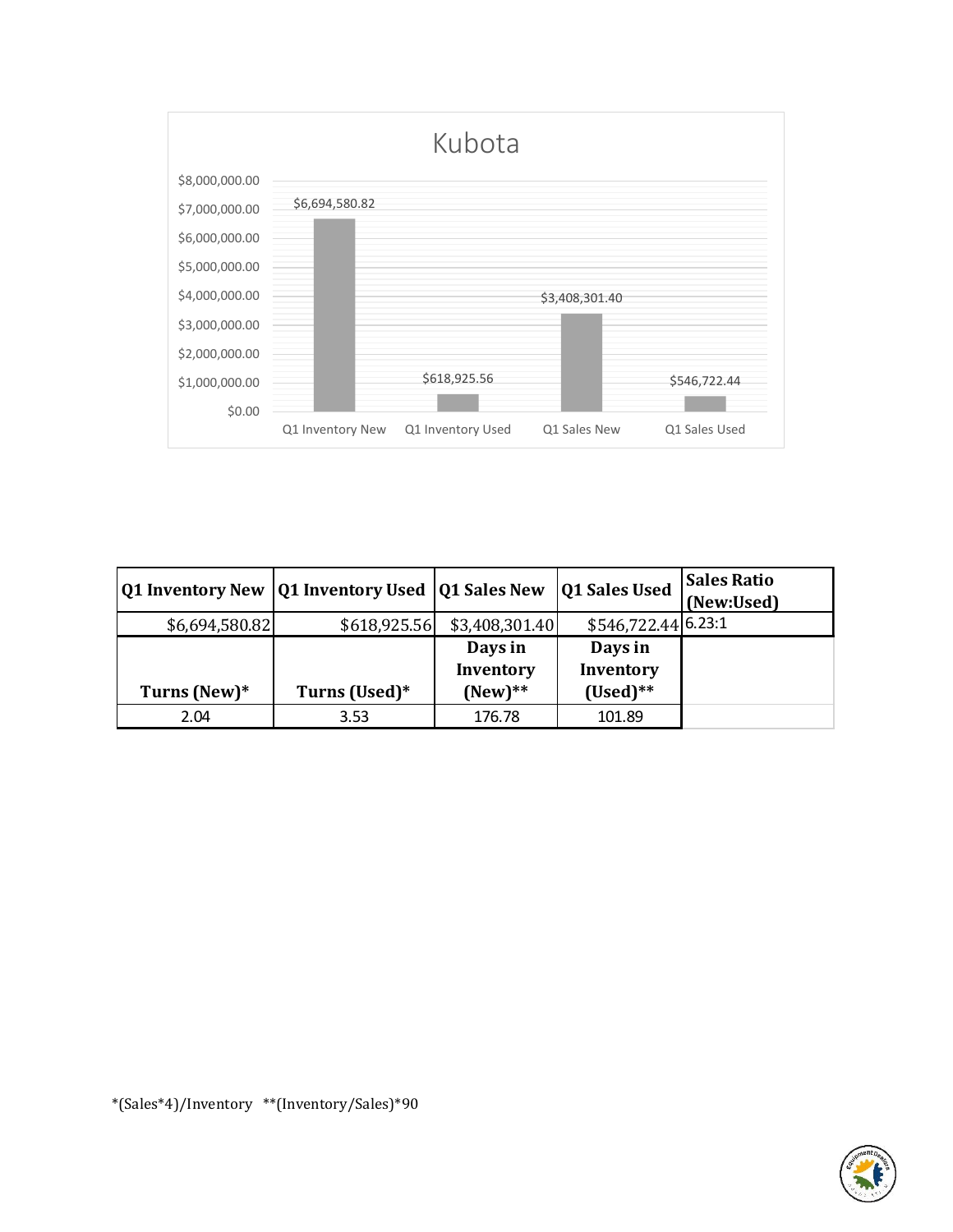# Kubota

| Q1 Inventory New | Q1 Inventory Used | Q1 Sales New | Q1 Sales Used | Sales Ratio (New:Used) |
|---|---|---|---|---|
| $6,694,580.82 | $618,925.56 | $3,408,301.40 | $546,722.44 | 6.23:1 |
| **Turns (New)*** | **Turns (Used)*** | **Days in Inventory (New)**** | **Days in Inventory (Used)**** | |
| 2.04 | 3.53 | 176.78 | 101.89 | |

*(Sales*4)/Inventory **(Inventory/Sales)*90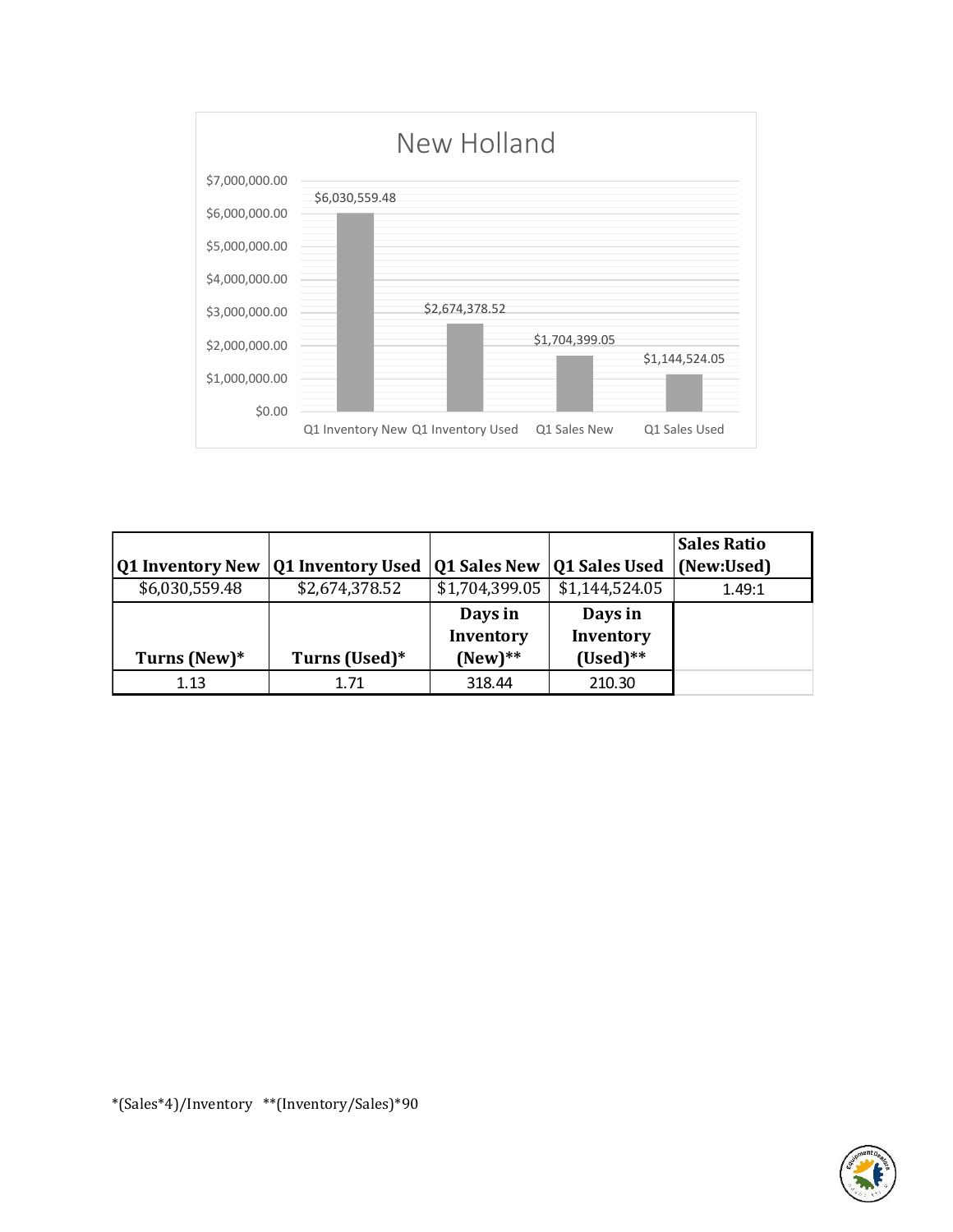New Holland

$7,000,000.00
$6,000,000.00
$5,000,000.00
$4,000,000.00
$3,000,000.00
$2,000,000.00
$1,000,000.00
$0.00

$6,030,559.48
$2,674,378.52
$1,704,399.05
$1,144,524.05

Q1 Inventory New
Q1 Inventory Used
Q1 Sales New
Q1 Sales Used

| Q1 Inventory New | Q1 Inventory Used | Q1 Sales New | Q1 Sales Used | Sales Ratio (New:Used) |
|---|---|---|---|---|
| $6,030,559.48 | $2,674,378.52 | $1,704,399.05 | $1,144,524.05 | 1.49:1 |
| **Turns (New)*** | **Turns (Used)*** | **Days in Inventory (New)**** | **Days in Inventory (Used)**** | |
| 1.13 | 1.71 | 318.44 | 210.30 | |

*(Sales*4)/Inventory **(Inventory/Sales)*90